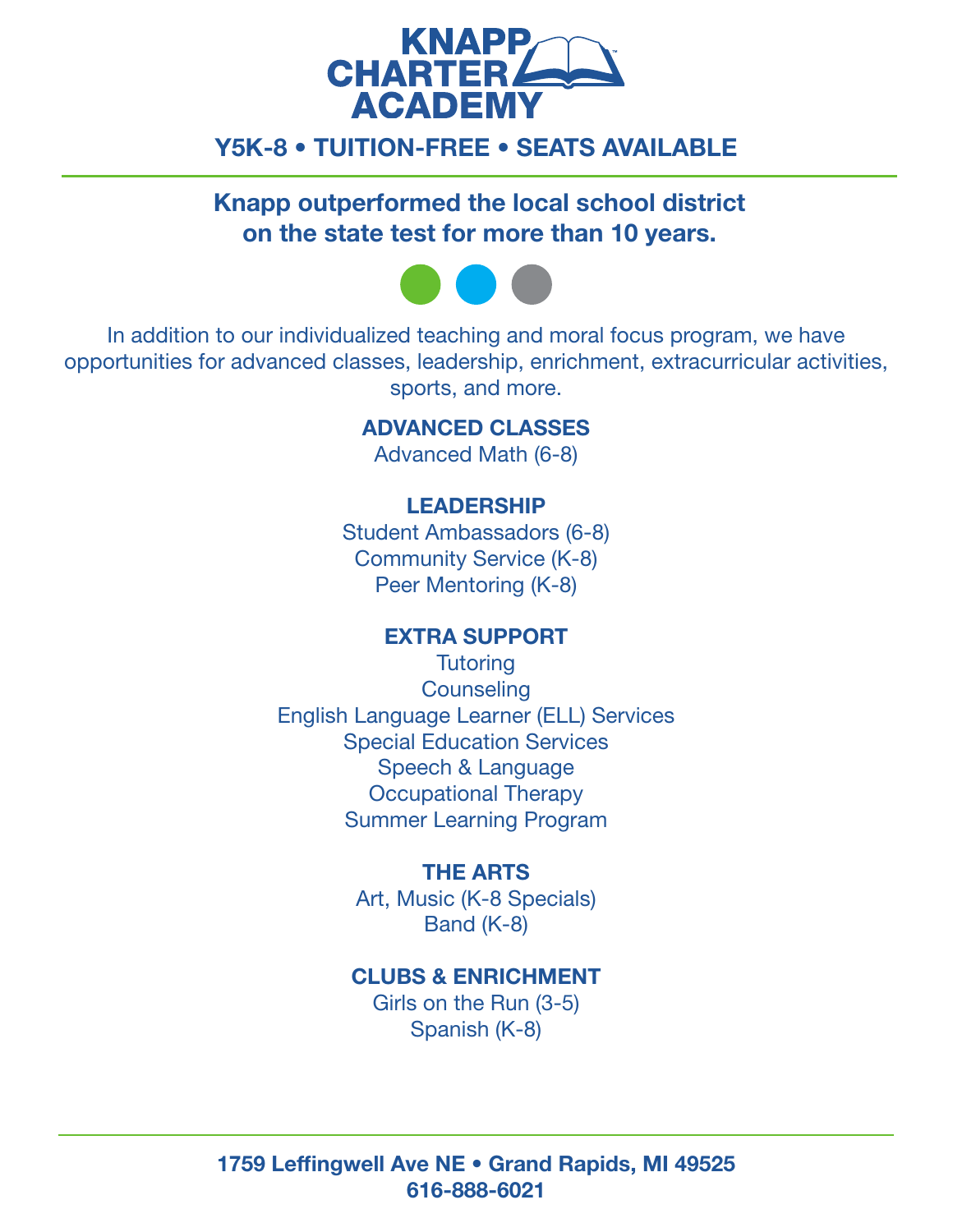# KNAPP CHARTER ACADEMY

**Y5K-8 • TUITION-FREE • SEATS AVAILABLE**

## Knapp outperformed the local school district on the state test for more than 10 years.

In addition to our individualized teaching and moral focus program, we have opportunities for advanced classes, leadership, enrichment, extracurricular activities, sports, and more.

### ADVANCED CLASSES

Advanced Math (6-8)

### LEADERSHIP

Student Ambassadors (6-8)
Community Service (K-8)
Peer Mentoring (K-8)

### EXTRA SUPPORT

Tutoring
Counseling
English Language Learner (ELL) Services
Special Education Services
Speech & Language
Occupational Therapy
Summer Learning Program

### THE ARTS

Art, Music (K-8 Specials)
Band (K-8)

### CLUBS & ENRICHMENT

Girls on the Run (3-5)
Spanish (K-8)

**1759 Leffingwell Ave NE • Grand Rapids, MI 49525**
**616-888-6021**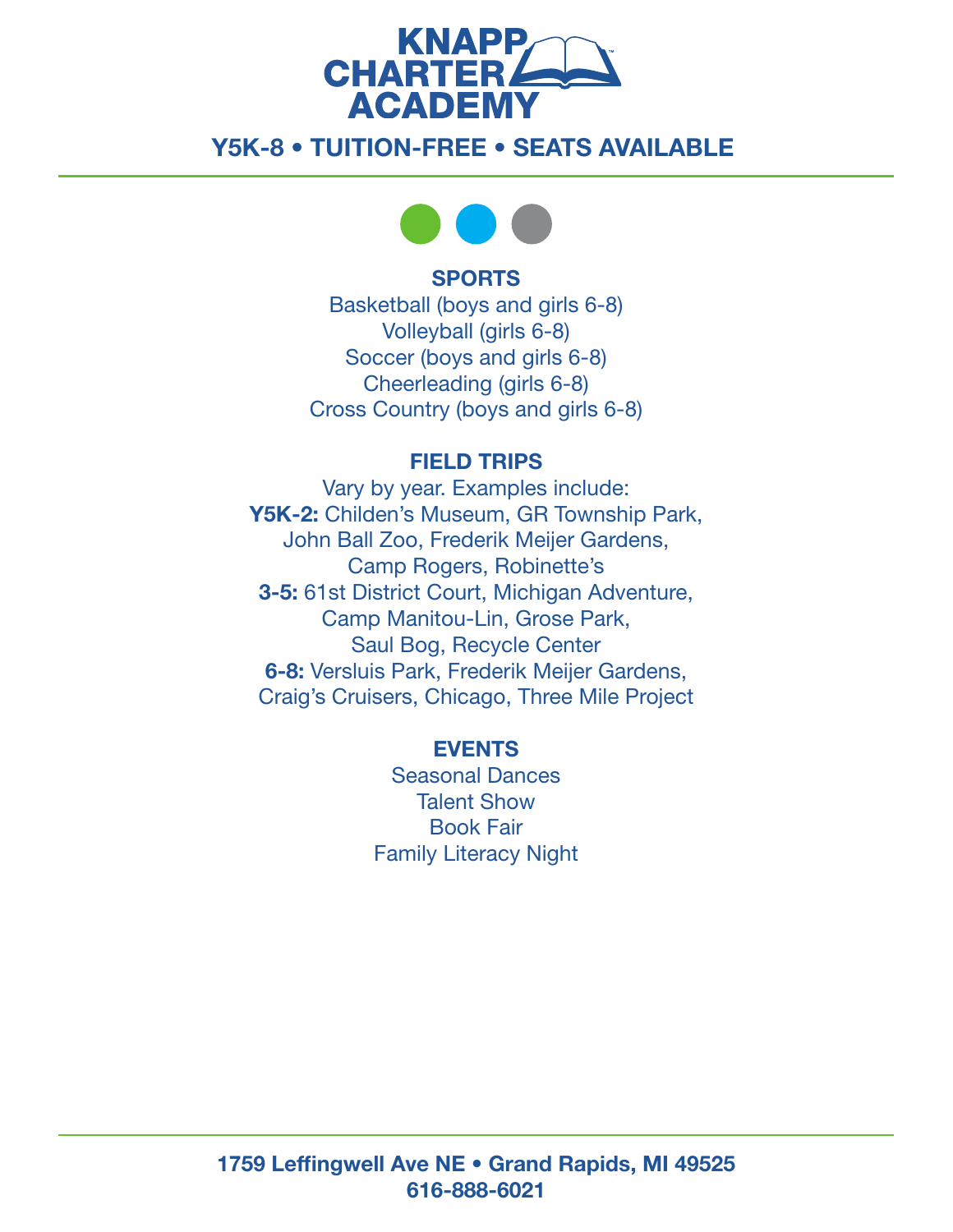# KNAPP CHARTER ACADEMY

**Y5K-8 • TUITION-FREE • SEATS AVAILABLE**

## SPORTS

Basketball (boys and girls 6-8)
Volleyball (girls 6-8)
Soccer (boys and girls 6-8)
Cheerleading (girls 6-8)
Cross Country (boys and girls 6-8)

## FIELD TRIPS

Vary by year. Examples include:

**Y5K-2:** Childen's Museum, GR Township Park, John Ball Zoo, Frederik Meijer Gardens, Camp Rogers, Robinette's

**3-5:** 61st District Court, Michigan Adventure, Camp Manitou-Lin, Grose Park, Saul Bog, Recycle Center

**6-8:** Versluis Park, Frederik Meijer Gardens, Craig's Cruisers, Chicago, Three Mile Project

## EVENTS

Seasonal Dances
Talent Show
Book Fair
Family Literacy Night

**1759 Leffingwell Ave NE • Grand Rapids, MI 49525**
**616-888-6021**